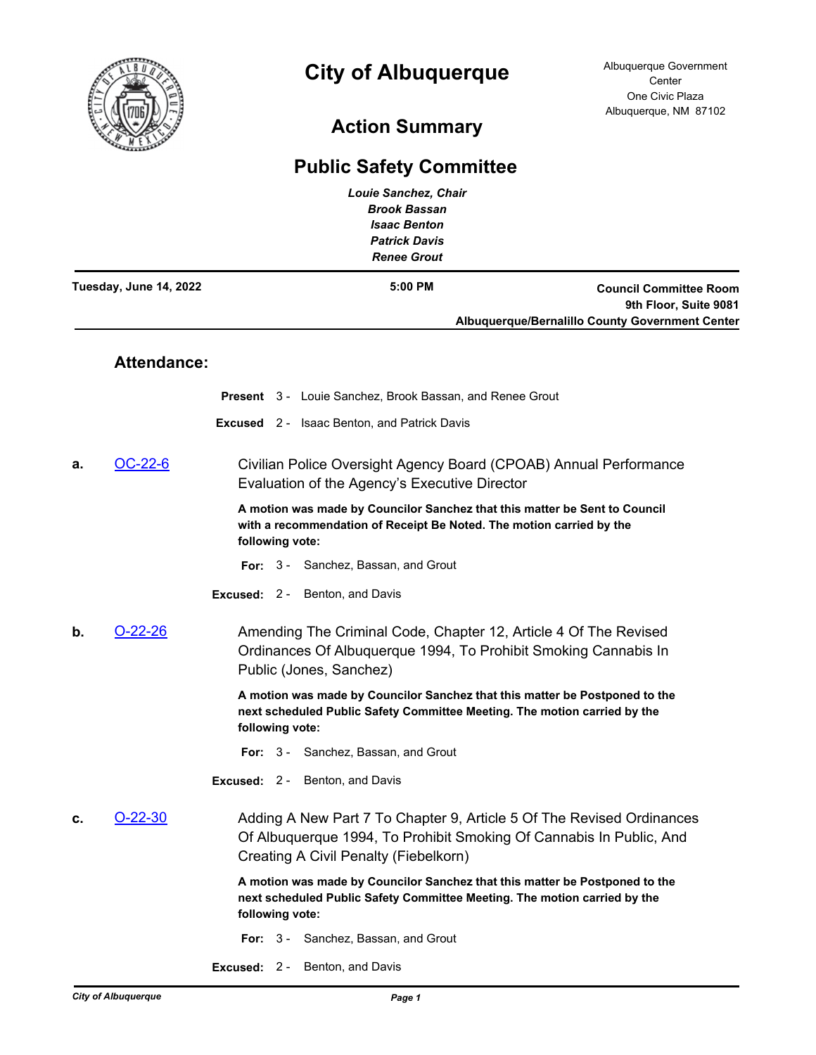# City of Albuquerque

Albuquerque Government Center
One Civic Plaza
Albuquerque, NM 87102

## Action Summary

## Public Safety Committee

*Louie Sanchez, Chair*
*Brook Bassan*
*Isaac Benton*
*Patrick Davis*
*Renee Grout*

**Tuesday, June 14, 2022** | **5:00 PM** | **Council Committee Room, 9th Floor, Suite 9081, Albuquerque/Bernalillo County Government Center**

### Attendance:

**Present** 3 - Louie Sanchez, Brook Bassan, and Renee Grout

**Excused** 2 - Isaac Benton, and Patrick Davis

**a.** [OC-22-6] Civilian Police Oversight Agency Board (CPOAB) Annual Performance Evaluation of the Agency's Executive Director

**A motion was made by Councilor Sanchez that this matter be Sent to Council with a recommendation of Receipt Be Noted. The motion carried by the following vote:**

**For:** 3 - Sanchez, Bassan, and Grout

**Excused:** 2 - Benton, and Davis

**b.** [O-22-26] Amending The Criminal Code, Chapter 12, Article 4 Of The Revised Ordinances Of Albuquerque 1994, To Prohibit Smoking Cannabis In Public (Jones, Sanchez)

**A motion was made by Councilor Sanchez that this matter be Postponed to the next scheduled Public Safety Committee Meeting. The motion carried by the following vote:**

**For:** 3 - Sanchez, Bassan, and Grout

**Excused:** 2 - Benton, and Davis

**c.** [O-22-30] Adding A New Part 7 To Chapter 9, Article 5 Of The Revised Ordinances Of Albuquerque 1994, To Prohibit Smoking Of Cannabis In Public, And Creating A Civil Penalty (Fiebelkorn)

**A motion was made by Councilor Sanchez that this matter be Postponed to the next scheduled Public Safety Committee Meeting. The motion carried by the following vote:**

**For:** 3 - Sanchez, Bassan, and Grout

**Excused:** 2 - Benton, and Davis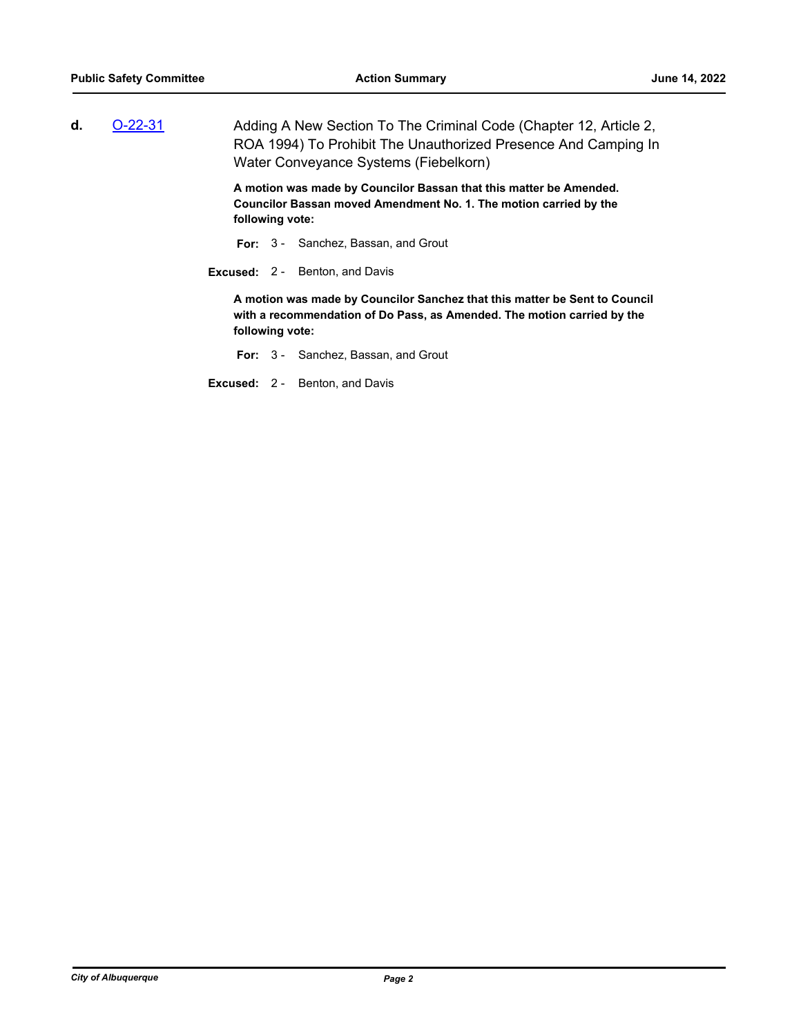**d.** O-22-31 Adding A New Section To The Criminal Code (Chapter 12, Article 2, ROA 1994) To Prohibit The Unauthorized Presence And Camping In Water Conveyance Systems (Fiebelkorn)

**A motion was made by Councilor Bassan that this matter be Amended. Councilor Bassan moved Amendment No. 1. The motion carried by the following vote:**

**For:** 3 - Sanchez, Bassan, and Grout

**Excused:** 2 - Benton, and Davis

**A motion was made by Councilor Sanchez that this matter be Sent to Council with a recommendation of Do Pass, as Amended. The motion carried by the following vote:**

**For:** 3 - Sanchez, Bassan, and Grout

**Excused:** 2 - Benton, and Davis